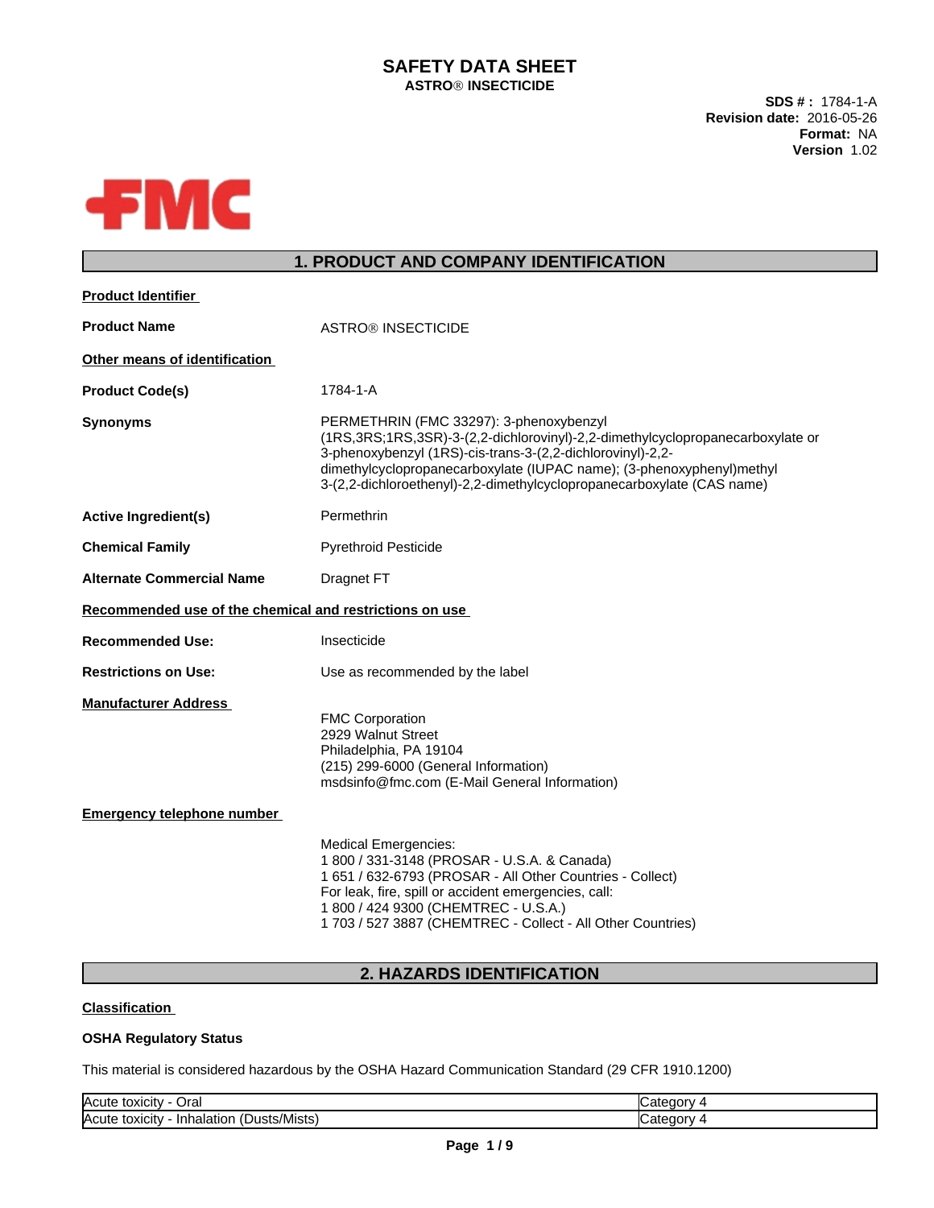# SAFETY DATA SHEET

**ASTRO® INSECTICIDE**

**SDS # :** 1784-1-A
**Revision date:** 2016-05-26
**Format:** NA
**Version** 1.02

FMC

## 1. PRODUCT AND COMPANY IDENTIFICATION

**Product Identifier**

**Product Name** ASTRO® INSECTICIDE

**Other means of identification**

**Product Code(s)** 1784-1-A

**Synonyms** PERMETHRIN (FMC 33297): 3-phenoxybenzyl (1RS,3RS;1RS,3SR)-3-(2,2-dichlorovinyl)-2,2-dimethylcyclopropanecarboxylate or 3-phenoxybenzyl (1RS)-cis-trans-3-(2,2-dichlorovinyl)-2,2-dimethylcyclopropanecarboxylate (IUPAC name); (3-phenoxyphenyl)methyl 3-(2,2-dichloroethenyl)-2,2-dimethylcyclopropanecarboxylate (CAS name)

**Active Ingredient(s)** Permethrin

**Chemical Family** Pyrethroid Pesticide

**Alternate Commercial Name** Dragnet FT

**Recommended use of the chemical and restrictions on use**

**Recommended Use:** Insecticide

**Restrictions on Use:** Use as recommended by the label

**Manufacturer Address**

FMC Corporation
2929 Walnut Street
Philadelphia, PA 19104
(215) 299-6000 (General Information)
msdsinfo@fmc.com (E-Mail General Information)

**Emergency telephone number**

Medical Emergencies:
1 800 / 331-3148 (PROSAR - U.S.A. & Canada)
1 651 / 632-6793 (PROSAR - All Other Countries - Collect)
For leak, fire, spill or accident emergencies, call:
1 800 / 424 9300 (CHEMTREC - U.S.A.)
1 703 / 527 3887 (CHEMTREC - Collect - All Other Countries)

## 2. HAZARDS IDENTIFICATION

**Classification**

**OSHA Regulatory Status**

This material is considered hazardous by the OSHA Hazard Communication Standard (29 CFR 1910.1200)

| | |
|---|---|
| Acute toxicity - Oral | Category 4 |
| Acute toxicity - Inhalation (Dusts/Mists) | Category 4 |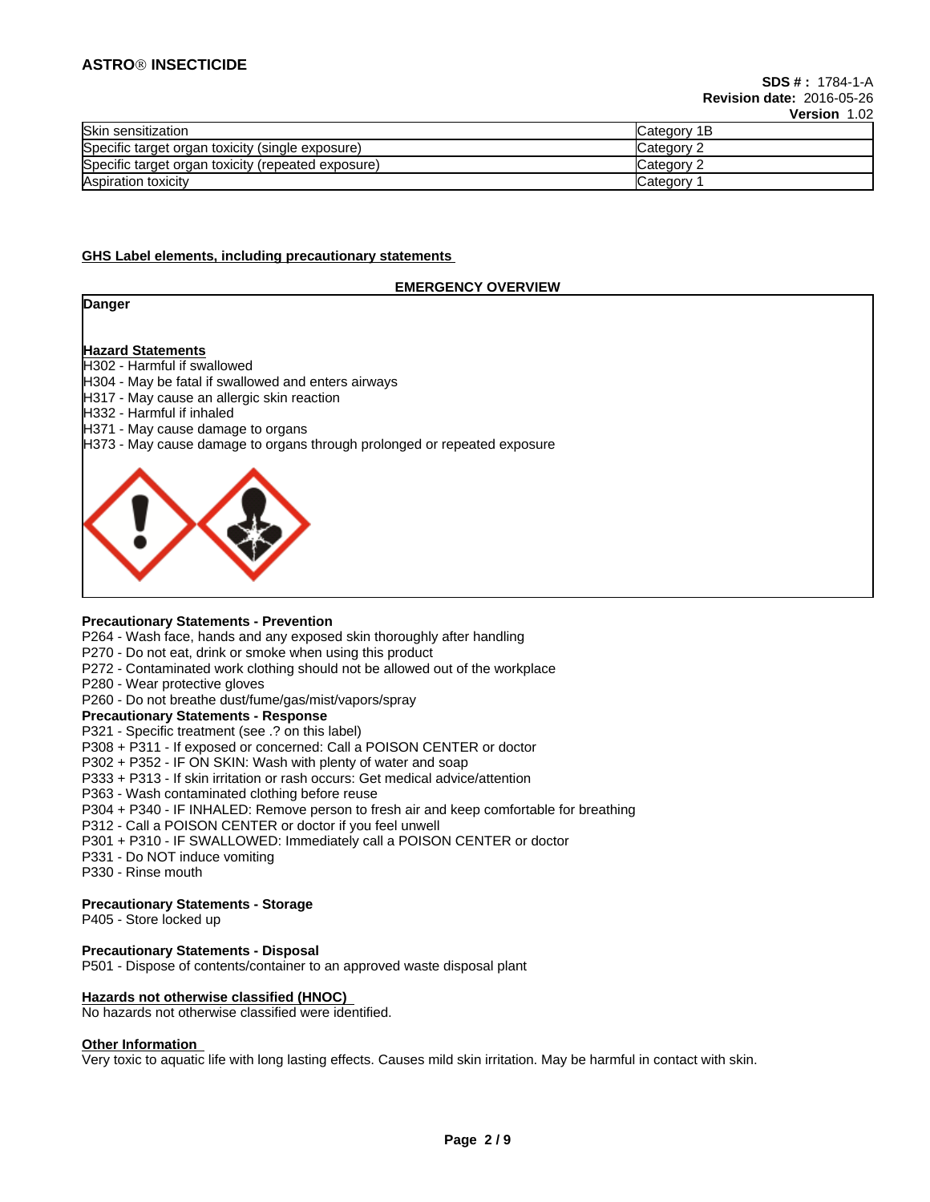| Skin sensitization | Category 1B |
|---|---|
| Specific target organ toxicity (single exposure) | Category 2 |
| Specific target organ toxicity (repeated exposure) | Category 2 |
| Aspiration toxicity | Category 1 |

## GHS Label elements, including precautionary statements

**EMERGENCY OVERVIEW**

**Danger**

**Hazard Statements**

H302 - Harmful if swallowed
H304 - May be fatal if swallowed and enters airways
H317 - May cause an allergic skin reaction
H332 - Harmful if inhaled
H371 - May cause damage to organs
H373 - May cause damage to organs through prolonged or repeated exposure

**Precautionary Statements - Prevention**

P264 - Wash face, hands and any exposed skin thoroughly after handling
P270 - Do not eat, drink or smoke when using this product
P272 - Contaminated work clothing should not be allowed out of the workplace
P280 - Wear protective gloves
P260 - Do not breathe dust/fume/gas/mist/vapors/spray

**Precautionary Statements - Response**

P321 - Specific treatment (see .? on this label)
P308 + P311 - If exposed or concerned: Call a POISON CENTER or doctor
P302 + P352 - IF ON SKIN: Wash with plenty of water and soap
P333 + P313 - If skin irritation or rash occurs: Get medical advice/attention
P363 - Wash contaminated clothing before reuse
P304 + P340 - IF INHALED: Remove person to fresh air and keep comfortable for breathing
P312 - Call a POISON CENTER or doctor if you feel unwell
P301 + P310 - IF SWALLOWED: Immediately call a POISON CENTER or doctor
P331 - Do NOT induce vomiting
P330 - Rinse mouth

**Precautionary Statements - Storage**

P405 - Store locked up

**Precautionary Statements - Disposal**

P501 - Dispose of contents/container to an approved waste disposal plant

## Hazards not otherwise classified (HNOC)

No hazards not otherwise classified were identified.

## Other Information

Very toxic to aquatic life with long lasting effects. Causes mild skin irritation. May be harmful in contact with skin.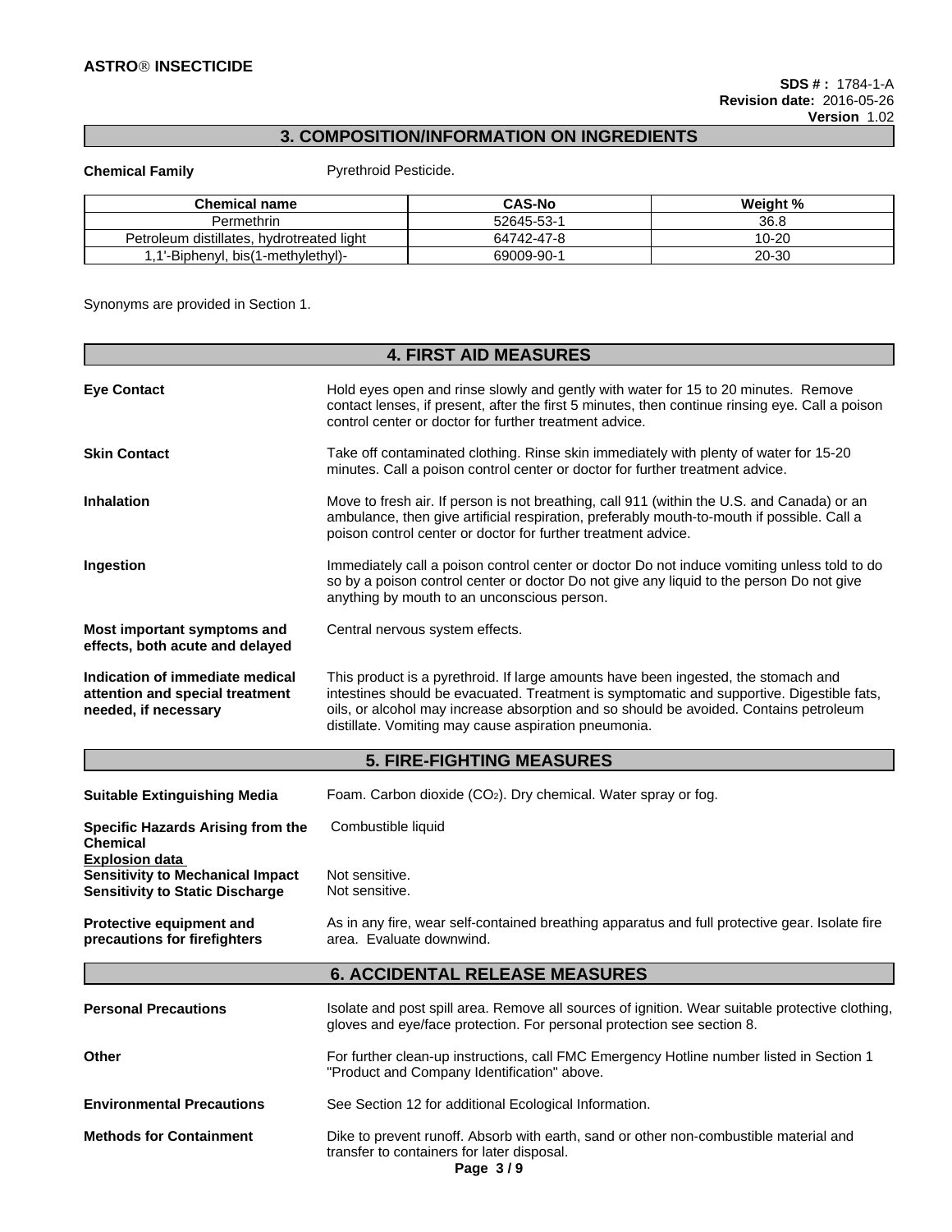## 3. COMPOSITION/INFORMATION ON INGREDIENTS

**Chemical Family** Pyrethroid Pesticide.

| Chemical name | CAS-No | Weight % |
|---|---|---|
| Permethrin | 52645-53-1 | 36.8 |
| Petroleum distillates, hydrotreated light | 64742-47-8 | 10-20 |
| 1,1'-Biphenyl, bis(1-methylethyl)- | 69009-90-1 | 20-30 |

Synonyms are provided in Section 1.

## 4. FIRST AID MEASURES

**Eye Contact**
Hold eyes open and rinse slowly and gently with water for 15 to 20 minutes. Remove contact lenses, if present, after the first 5 minutes, then continue rinsing eye. Call a poison control center or doctor for further treatment advice.

**Skin Contact**
Take off contaminated clothing. Rinse skin immediately with plenty of water for 15-20 minutes. Call a poison control center or doctor for further treatment advice.

**Inhalation**
Move to fresh air. If person is not breathing, call 911 (within the U.S. and Canada) or an ambulance, then give artificial respiration, preferably mouth-to-mouth if possible. Call a poison control center or doctor for further treatment advice.

**Ingestion**
Immediately call a poison control center or doctor Do not induce vomiting unless told to do so by a poison control center or doctor Do not give any liquid to the person Do not give anything by mouth to an unconscious person.

**Most important symptoms and effects, both acute and delayed**
Central nervous system effects.

**Indication of immediate medical attention and special treatment needed, if necessary**
This product is a pyrethroid. If large amounts have been ingested, the stomach and intestines should be evacuated. Treatment is symptomatic and supportive. Digestible fats, oils, or alcohol may increase absorption and so should be avoided. Contains petroleum distillate. Vomiting may cause aspiration pneumonia.

## 5. FIRE-FIGHTING MEASURES

**Suitable Extinguishing Media**
Foam. Carbon dioxide ($CO_2$). Dry chemical. Water spray or fog.

**Specific Hazards Arising from the Chemical**
Combustible liquid

**Explosion data**

**Sensitivity to Mechanical Impact** Not sensitive.

**Sensitivity to Static Discharge** Not sensitive.

**Protective equipment and precautions for firefighters**
As in any fire, wear self-contained breathing apparatus and full protective gear. Isolate fire area. Evaluate downwind.

## 6. ACCIDENTAL RELEASE MEASURES

**Personal Precautions**
Isolate and post spill area. Remove all sources of ignition. Wear suitable protective clothing, gloves and eye/face protection. For personal protection see section 8.

**Other**
For further clean-up instructions, call FMC Emergency Hotline number listed in Section 1 "Product and Company Identification" above.

**Environmental Precautions**
See Section 12 for additional Ecological Information.

**Methods for Containment**
Dike to prevent runoff. Absorb with earth, sand or other non-combustible material and transfer to containers for later disposal.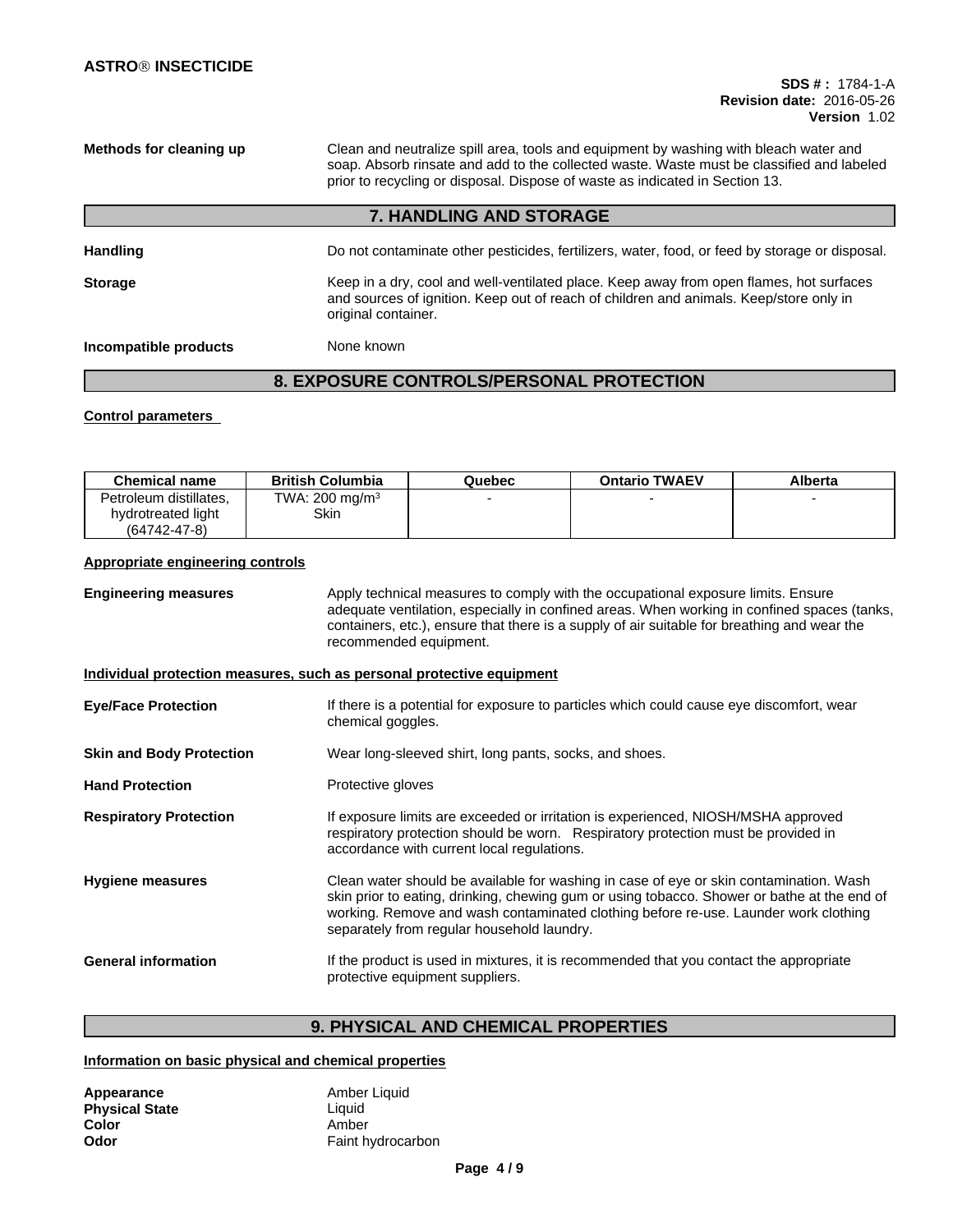**Methods for cleaning up** Clean and neutralize spill area, tools and equipment by washing with bleach water and soap. Absorb rinsate and add to the collected waste. Waste must be classified and labeled prior to recycling or disposal. Dispose of waste as indicated in Section 13.

## 7. HANDLING AND STORAGE

**Handling** Do not contaminate other pesticides, fertilizers, water, food, or feed by storage or disposal.

**Storage** Keep in a dry, cool and well-ventilated place. Keep away from open flames, hot surfaces and sources of ignition. Keep out of reach of children and animals. Keep/store only in original container.

**Incompatible products** None known

## 8. EXPOSURE CONTROLS/PERSONAL PROTECTION

**Control parameters**

| Chemical name | British Columbia | Quebec | Ontario TWAEV | Alberta |
|---|---|---|---|---|
| Petroleum distillates, hydrotreated light (64742-47-8) | TWA: 200 mg/m$^3$ Skin | - | - | - |

**Appropriate engineering controls**

**Engineering measures** Apply technical measures to comply with the occupational exposure limits. Ensure adequate ventilation, especially in confined areas. When working in confined spaces (tanks, containers, etc.), ensure that there is a supply of air suitable for breathing and wear the recommended equipment.

**Individual protection measures, such as personal protective equipment**

**Eye/Face Protection** If there is a potential for exposure to particles which could cause eye discomfort, wear chemical goggles.

**Skin and Body Protection** Wear long-sleeved shirt, long pants, socks, and shoes.

**Hand Protection** Protective gloves

**Respiratory Protection** If exposure limits are exceeded or irritation is experienced, NIOSH/MSHA approved respiratory protection should be worn. Respiratory protection must be provided in accordance with current local regulations.

**Hygiene measures** Clean water should be available for washing in case of eye or skin contamination. Wash skin prior to eating, drinking, chewing gum or using tobacco. Shower or bathe at the end of working. Remove and wash contaminated clothing before re-use. Launder work clothing separately from regular household laundry.

**General information** If the product is used in mixtures, it is recommended that you contact the appropriate protective equipment suppliers.

## 9. PHYSICAL AND CHEMICAL PROPERTIES

**Information on basic physical and chemical properties**

**Appearance** Amber Liquid
**Physical State** Liquid
**Color** Amber
**Odor** Faint hydrocarbon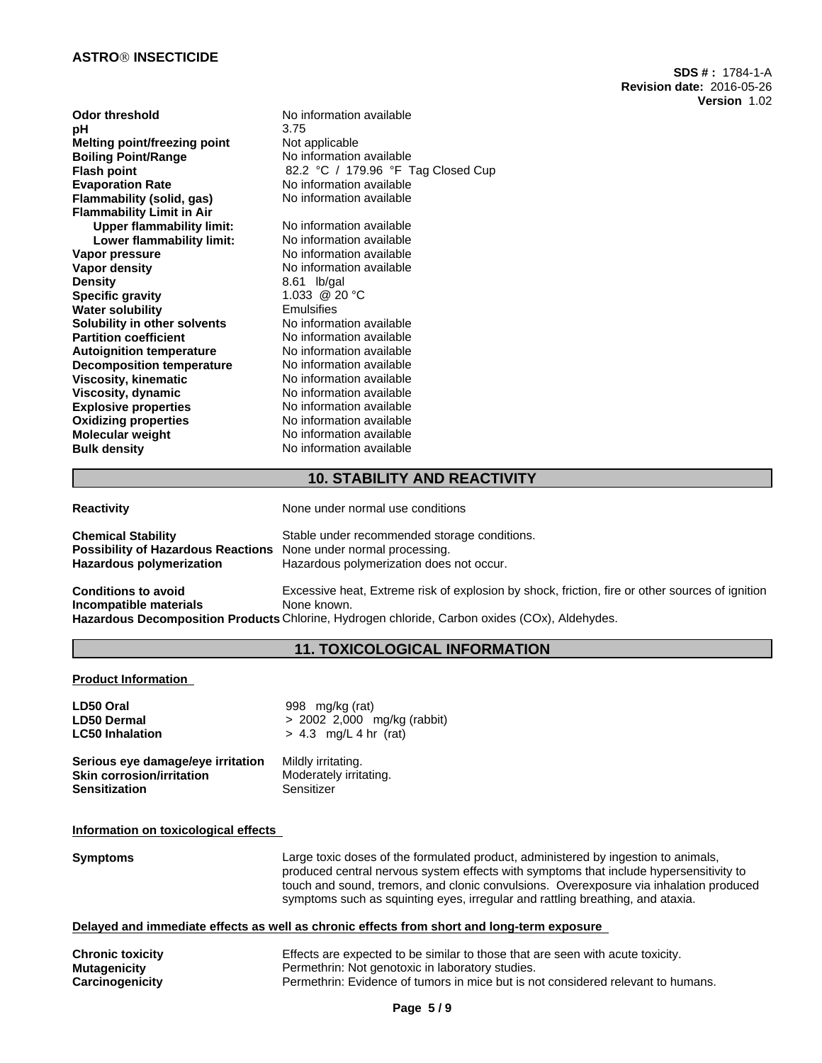| | |
|---|---|
| **Odor threshold** | No information available |
| **pH** | 3.75 |
| **Melting point/freezing point** | Not applicable |
| **Boiling Point/Range** | No information available |
| **Flash point** | 82.2 °C / 179.96 °F Tag Closed Cup |
| **Evaporation Rate** | No information available |
| **Flammability (solid, gas)** | No information available |
| **Flammability Limit in Air** | |
| **Upper flammability limit:** | No information available |
| **Lower flammability limit:** | No information available |
| **Vapor pressure** | No information available |
| **Vapor density** | No information available |
| **Density** | 8.61 lb/gal |
| **Specific gravity** | 1.033 @ 20 °C |
| **Water solubility** | Emulsifies |
| **Solubility in other solvents** | No information available |
| **Partition coefficient** | No information available |
| **Autoignition temperature** | No information available |
| **Decomposition temperature** | No information available |
| **Viscosity, kinematic** | No information available |
| **Viscosity, dynamic** | No information available |
| **Explosive properties** | No information available |
| **Oxidizing properties** | No information available |
| **Molecular weight** | No information available |
| **Bulk density** | No information available |

## 10. STABILITY AND REACTIVITY

**Reactivity** None under normal use conditions

**Chemical Stability** Stable under recommended storage conditions.
**Possibility of Hazardous Reactions** None under normal processing.
**Hazardous polymerization** Hazardous polymerization does not occur.

**Conditions to avoid** Excessive heat, Extreme risk of explosion by shock, friction, fire or other sources of ignition
**Incompatible materials** None known.
**Hazardous Decomposition Products** Chlorine, Hydrogen chloride, Carbon oxides (COx), Aldehydes.

## 11. TOXICOLOGICAL INFORMATION

**Product Information**

| | |
|---|---|
| **LD50 Oral** | 998 mg/kg (rat) |
| **LD50 Dermal** | > 2002 2,000 mg/kg (rabbit) |
| **LC50 Inhalation** | > 4.3 mg/L 4 hr (rat) |

| | |
|---|---|
| **Serious eye damage/eye irritation** | Mildly irritating. |
| **Skin corrosion/irritation** | Moderately irritating. |
| **Sensitization** | Sensitizer |

**Information on toxicological effects**

**Symptoms** Large toxic doses of the formulated product, administered by ingestion to animals, produced central nervous system effects with symptoms that include hypersensitivity to touch and sound, tremors, and clonic convulsions. Overexposure via inhalation produced symptoms such as squinting eyes, irregular and rattling breathing, and ataxia.

**Delayed and immediate effects as well as chronic effects from short and long-term exposure**

| | |
|---|---|
| **Chronic toxicity** | Effects are expected to be similar to those that are seen with acute toxicity. |
| **Mutagenicity** | Permethrin: Not genotoxic in laboratory studies. |
| **Carcinogenicity** | Permethrin: Evidence of tumors in mice but is not considered relevant to humans. |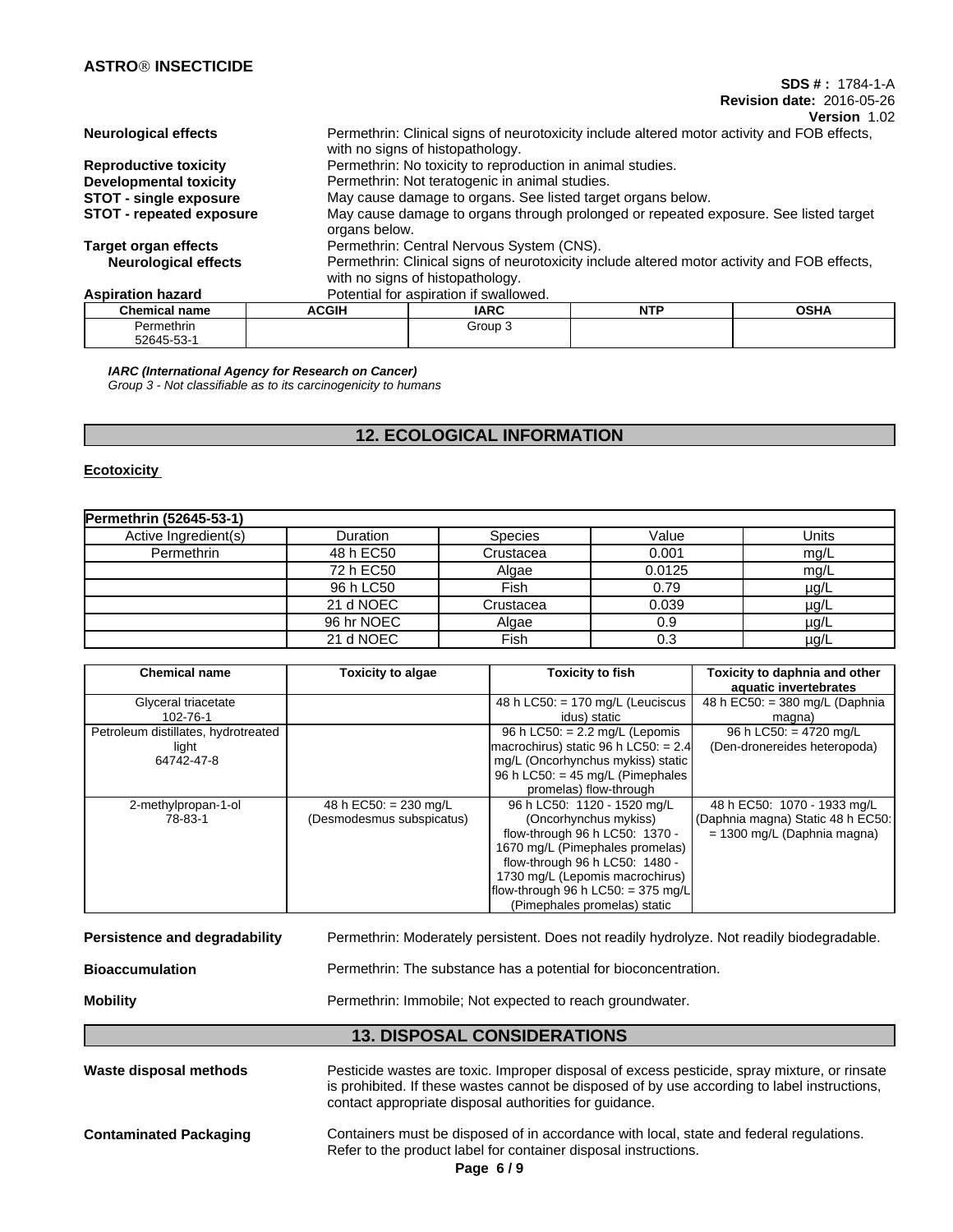| | |
|---|---|
| **Neurological effects** | Permethrin: Clinical signs of neurotoxicity include altered motor activity and FOB effects, with no signs of histopathology. |
| **Reproductive toxicity** | Permethrin: No toxicity to reproduction in animal studies. |
| **Developmental toxicity** | Permethrin: Not teratogenic in animal studies. |
| **STOT - single exposure** | May cause damage to organs. See listed target organs below. |
| **STOT - repeated exposure** | May cause damage to organs through prolonged or repeated exposure. See listed target organs below. |
| **Target organ effects** | Permethrin: Central Nervous System (CNS). |
| **Neurological effects** | Permethrin: Clinical signs of neurotoxicity include altered motor activity and FOB effects, with no signs of histopathology. |
| **Aspiration hazard** | Potential for aspiration if swallowed. |

| Chemical name | ACGIH | IARC | NTP | OSHA |
|---|---|---|---|---|
| Permethrin 52645-53-1 | | Group 3 | | |

***IARC (International Agency for Research on Cancer)***
*Group 3 - Not classifiable as to its carcinogenicity to humans*

## 12. ECOLOGICAL INFORMATION

**Ecotoxicity**

| **Permethrin (52645-53-1)** | | | | |
|---|---|---|---|---|
| Active Ingredient(s) | Duration | Species | Value | Units |
| Permethrin | 48 h EC50 | Crustacea | 0.001 | mg/L |
| | 72 h EC50 | Algae | 0.0125 | mg/L |
| | 96 h LC50 | Fish | 0.79 | µg/L |
| | 21 d NOEC | Crustacea | 0.039 | µg/L |
| | 96 hr NOEC | Algae | 0.9 | µg/L |
| | 21 d NOEC | Fish | 0.3 | µg/L |

| Chemical name | Toxicity to algae | Toxicity to fish | Toxicity to daphnia and other aquatic invertebrates |
|---|---|---|---|
| Glyceral triacetate 102-76-1 | | 48 h LC50: = 170 mg/L (Leuciscus idus) static | 48 h EC50: = 380 mg/L (Daphnia magna) |
| Petroleum distillates, hydrotreated light 64742-47-8 | | 96 h LC50: = 2.2 mg/L (Lepomis macrochirus) static 96 h LC50: = 2.4 mg/L (Oncorhynchus mykiss) static 96 h LC50: = 45 mg/L (Pimephales promelas) flow-through | 96 h LC50: = 4720 mg/L (Den-dronereides heteropoda) |
| 2-methylpropan-1-ol 78-83-1 | 48 h EC50: = 230 mg/L (Desmodesmus subspicatus) | 96 h LC50: 1120 - 1520 mg/L (Oncorhynchus mykiss) flow-through 96 h LC50: 1370 - 1670 mg/L (Pimephales promelas) flow-through 96 h LC50: 1480 - 1730 mg/L (Lepomis macrochirus) flow-through 96 h LC50: = 375 mg/L (Pimephales promelas) static | 48 h EC50: 1070 - 1933 mg/L (Daphnia magna) Static 48 h EC50: = 1300 mg/L (Daphnia magna) |

**Persistence and degradability** Permethrin: Moderately persistent. Does not readily hydrolyze. Not readily biodegradable.

**Bioaccumulation** Permethrin: The substance has a potential for bioconcentration.

**Mobility** Permethrin: Immobile; Not expected to reach groundwater.

## 13. DISPOSAL CONSIDERATIONS

**Waste disposal methods** Pesticide wastes are toxic. Improper disposal of excess pesticide, spray mixture, or rinsate is prohibited. If these wastes cannot be disposed of by use according to label instructions, contact appropriate disposal authorities for guidance.

**Contaminated Packaging** Containers must be disposed of in accordance with local, state and federal regulations. Refer to the product label for container disposal instructions.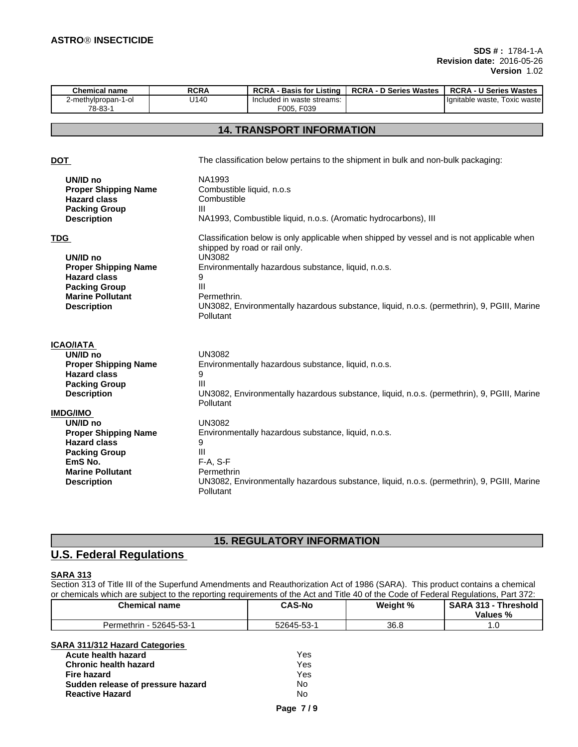| Chemical name | RCRA | RCRA - Basis for Listing | RCRA - D Series Wastes | RCRA - U Series Wastes |
|---|---|---|---|---|
| 2-methylpropan-1-ol 78-83-1 | U140 | Included in waste streams: F005, F039 | | Ignitable waste, Toxic waste |

## 14. TRANSPORT INFORMATION

**DOT** — The classification below pertains to the shipment in bulk and non-bulk packaging:

| | |
|---|---|
| **UN/ID no** | NA1993 |
| **Proper Shipping Name** | Combustible liquid, n.o.s |
| **Hazard class** | Combustible |
| **Packing Group** | III |
| **Description** | NA1993, Combustible liquid, n.o.s. (Aromatic hydrocarbons), III |

**TDG** — Classification below is only applicable when shipped by vessel and is not applicable when shipped by road or rail only.

| | |
|---|---|
| **UN/ID no** | UN3082 |
| **Proper Shipping Name** | Environmentally hazardous substance, liquid, n.o.s. |
| **Hazard class** | 9 |
| **Packing Group** | III |
| **Marine Pollutant** | Permethrin. |
| **Description** | UN3082, Environmentally hazardous substance, liquid, n.o.s. (permethrin), 9, PGIII, Marine Pollutant |

**ICAO/IATA**

| | |
|---|---|
| **UN/ID no** | UN3082 |
| **Proper Shipping Name** | Environmentally hazardous substance, liquid, n.o.s. |
| **Hazard class** | 9 |
| **Packing Group** | III |
| **Description** | UN3082, Environmentally hazardous substance, liquid, n.o.s. (permethrin), 9, PGIII, Marine Pollutant |

**IMDG/IMO**

| | |
|---|---|
| **UN/ID no** | UN3082 |
| **Proper Shipping Name** | Environmentally hazardous substance, liquid, n.o.s. |
| **Hazard class** | 9 |
| **Packing Group** | III |
| **EmS No.** | F-A, S-F |
| **Marine Pollutant** | Permethrin |
| **Description** | UN3082, Environmentally hazardous substance, liquid, n.o.s. (permethrin), 9, PGIII, Marine Pollutant |

## 15. REGULATORY INFORMATION

## U.S. Federal Regulations

**SARA 313**

Section 313 of Title III of the Superfund Amendments and Reauthorization Act of 1986 (SARA). This product contains a chemical or chemicals which are subject to the reporting requirements of the Act and Title 40 of the Code of Federal Regulations, Part 372:

| Chemical name | CAS-No | Weight % | SARA 313 - Threshold Values % |
|---|---|---|---|
| Permethrin - 52645-53-1 | 52645-53-1 | 36.8 | 1.0 |

**SARA 311/312 Hazard Categories**

| | |
|---|---|
| **Acute health hazard** | Yes |
| **Chronic health hazard** | Yes |
| **Fire hazard** | Yes |
| **Sudden release of pressure hazard** | No |
| **Reactive Hazard** | No |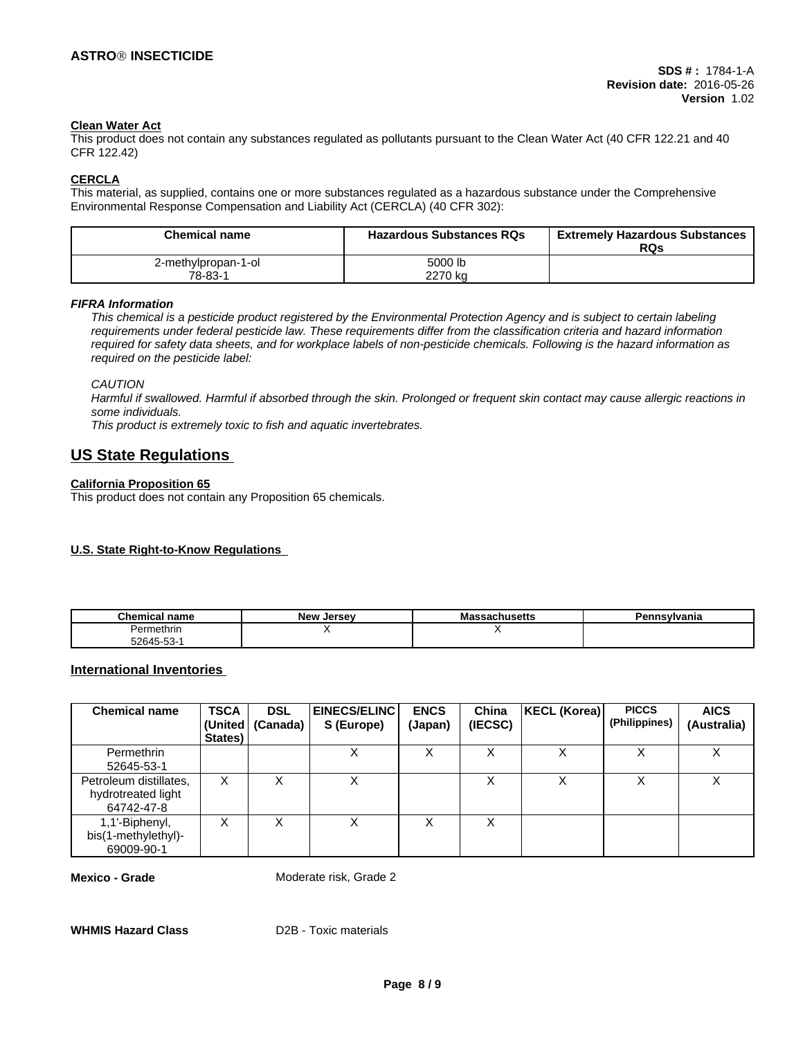**Clean Water Act**

This product does not contain any substances regulated as pollutants pursuant to the Clean Water Act (40 CFR 122.21 and 40 CFR 122.42)

**CERCLA**

This material, as supplied, contains one or more substances regulated as a hazardous substance under the Comprehensive Environmental Response Compensation and Liability Act (CERCLA) (40 CFR 302):

| Chemical name | Hazardous Substances RQs | Extremely Hazardous Substances RQs |
|---|---|---|
| 2-methylpropan-1-ol<br>78-83-1 | 5000 lb<br>2270 kg | |

***FIFRA Information***

*This chemical is a pesticide product registered by the Environmental Protection Agency and is subject to certain labeling requirements under federal pesticide law. These requirements differ from the classification criteria and hazard information required for safety data sheets, and for workplace labels of non-pesticide chemicals. Following is the hazard information as required on the pesticide label:*

*CAUTION*

*Harmful if swallowed. Harmful if absorbed through the skin. Prolonged or frequent skin contact may cause allergic reactions in some individuals.*

*This product is extremely toxic to fish and aquatic invertebrates.*

## US State Regulations

**California Proposition 65**

This product does not contain any Proposition 65 chemicals.

**U.S. State Right-to-Know Regulations**

| Chemical name | New Jersey | Massachusetts | Pennsylvania |
|---|---|---|---|
| Permethrin<br>52645-53-1 | X | X | |

## International Inventories

| Chemical name | TSCA (United States) | DSL (Canada) | EINECS/ELINCS (Europe) | ENCS (Japan) | China (IECSC) | KECL (Korea) | PICCS (Philippines) | AICS (Australia) |
|---|---|---|---|---|---|---|---|---|
| Permethrin<br>52645-53-1 | | | X | X | X | X | X | X |
| Petroleum distillates, hydrotreated light<br>64742-47-8 | X | X | X | | X | X | X | X |
| 1,1'-Biphenyl, bis(1-methylethyl)-<br>69009-90-1 | X | X | X | X | X | | | |

**Mexico - Grade** Moderate risk, Grade 2

**WHMIS Hazard Class** D2B - Toxic materials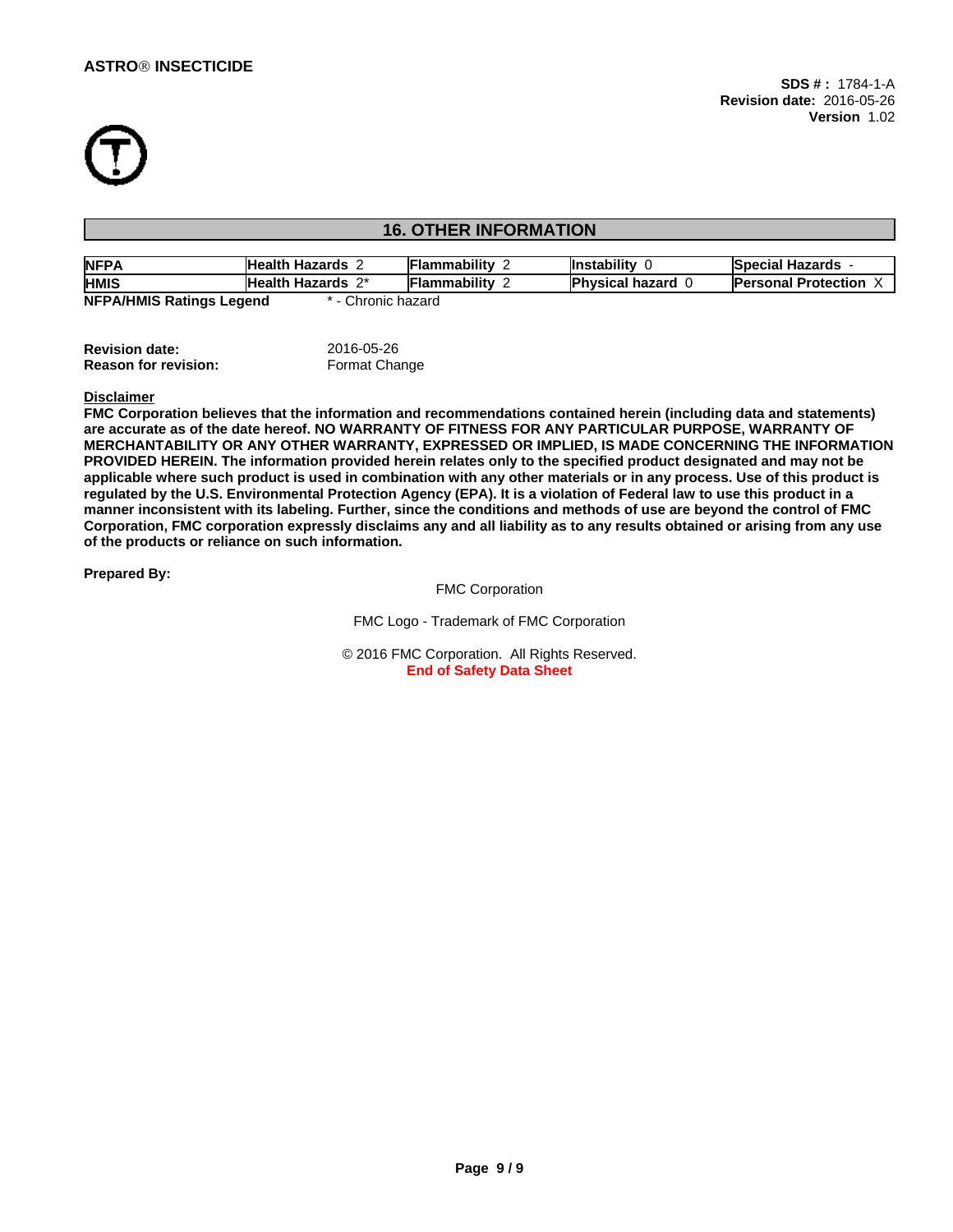**SDS # :** 1784-1-A
**Revision date:** 2016-05-26
**Version** 1.02

## 16. OTHER INFORMATION

| | | | | |
|---|---|---|---|---|
| **NFPA** | **Health Hazards** 2 | **Flammability** 2 | **Instability** 0 | **Special Hazards** - |
| **HMIS** | **Health Hazards** 2* | **Flammability** 2 | **Physical hazard** 0 | **Personal Protection** X |

**NFPA/HMIS Ratings Legend** * - Chronic hazard

**Revision date:** 2016-05-26
**Reason for revision:** Format Change

**Disclaimer**

**FMC Corporation believes that the information and recommendations contained herein (including data and statements) are accurate as of the date hereof. NO WARRANTY OF FITNESS FOR ANY PARTICULAR PURPOSE, WARRANTY OF MERCHANTABILITY OR ANY OTHER WARRANTY, EXPRESSED OR IMPLIED, IS MADE CONCERNING THE INFORMATION PROVIDED HEREIN. The information provided herein relates only to the specified product designated and may not be applicable where such product is used in combination with any other materials or in any process. Use of this product is regulated by the U.S. Environmental Protection Agency (EPA). It is a violation of Federal law to use this product in a manner inconsistent with its labeling. Further, since the conditions and methods of use are beyond the control of FMC Corporation, FMC corporation expressly disclaims any and all liability as to any results obtained or arising from any use of the products or reliance on such information.**

**Prepared By:**

FMC Corporation

FMC Logo - Trademark of FMC Corporation

© 2016 FMC Corporation. All Rights Reserved.

**End of Safety Data Sheet**